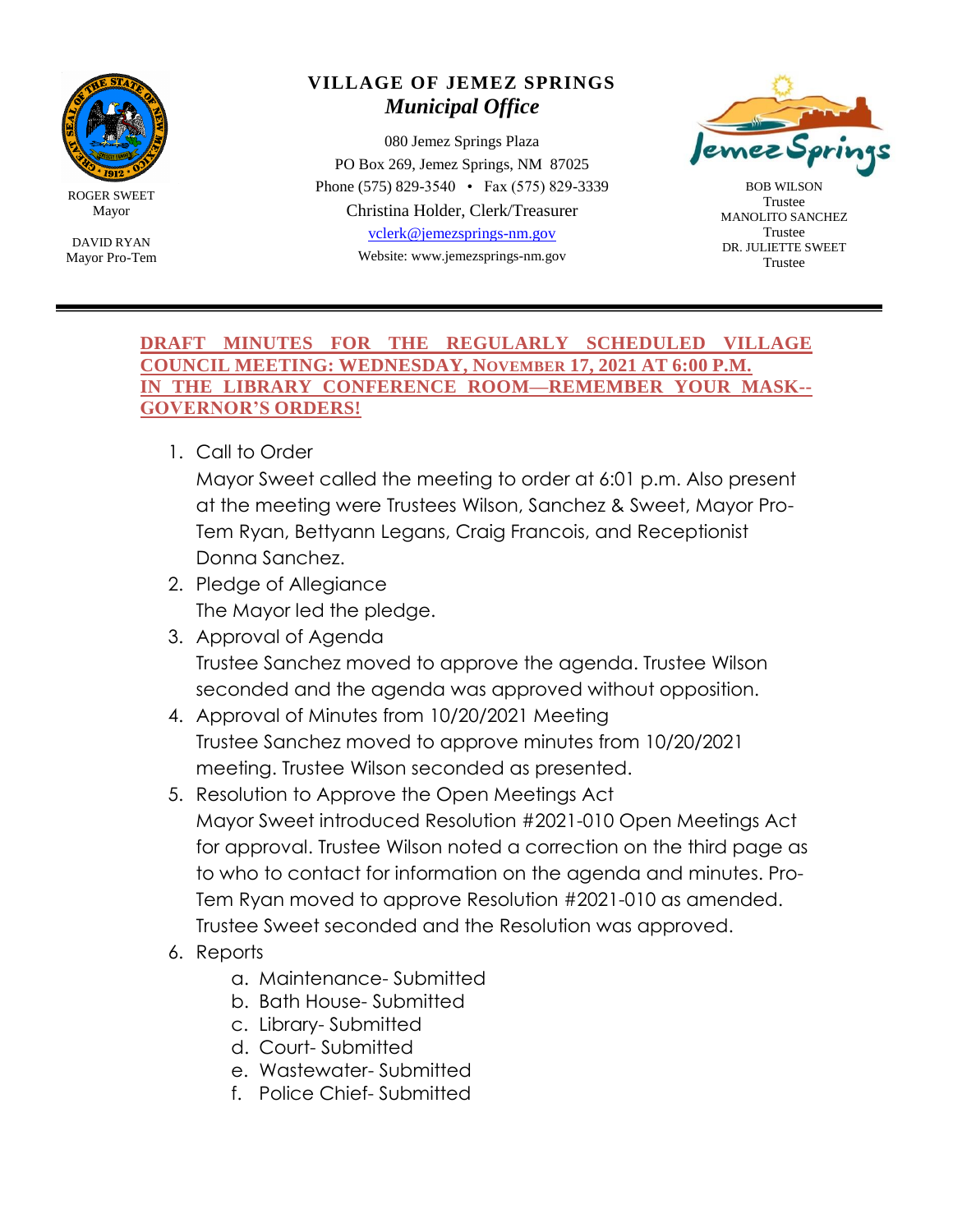ROGER SWEET
Mayor

DAVID RYAN
Mayor Pro-Tem

**VILLAGE OF JEMEZ SPRINGS**
***Municipal Office***

080 Jemez Springs Plaza
PO Box 269, Jemez Springs, NM 87025
Phone (575) 829-3540 • Fax (575) 829-3339
Christina Holder, Clerk/Treasurer
vclerk@jemezsprings-nm.gov
Website: www.jemezsprings-nm.gov

BOB WILSON
Trustee
MANOLITO SANCHEZ
Trustee
DR. JULIETTE SWEET
Trustee

---

**DRAFT MINUTES FOR THE REGULARLY SCHEDULED VILLAGE COUNCIL MEETING: WEDNESDAY, NOVEMBER 17, 2021 AT 6:00 P.M. IN THE LIBRARY CONFERENCE ROOM—REMEMBER YOUR MASK--GOVERNOR'S ORDERS!**

1. Call to Order
   Mayor Sweet called the meeting to order at 6:01 p.m. Also present at the meeting were Trustees Wilson, Sanchez & Sweet, Mayor Pro-Tem Ryan, Bettyann Legans, Craig Francois, and Receptionist Donna Sanchez.
2. Pledge of Allegiance
   The Mayor led the pledge.
3. Approval of Agenda
   Trustee Sanchez moved to approve the agenda. Trustee Wilson seconded and the agenda was approved without opposition.
4. Approval of Minutes from 10/20/2021 Meeting
   Trustee Sanchez moved to approve minutes from 10/20/2021 meeting. Trustee Wilson seconded as presented.
5. Resolution to Approve the Open Meetings Act
   Mayor Sweet introduced Resolution #2021-010 Open Meetings Act for approval. Trustee Wilson noted a correction on the third page as to who to contact for information on the agenda and minutes. Pro-Tem Ryan moved to approve Resolution #2021-010 as amended. Trustee Sweet seconded and the Resolution was approved.
6. Reports
   a. Maintenance- Submitted
   b. Bath House- Submitted
   c. Library- Submitted
   d. Court- Submitted
   e. Wastewater- Submitted
   f. Police Chief- Submitted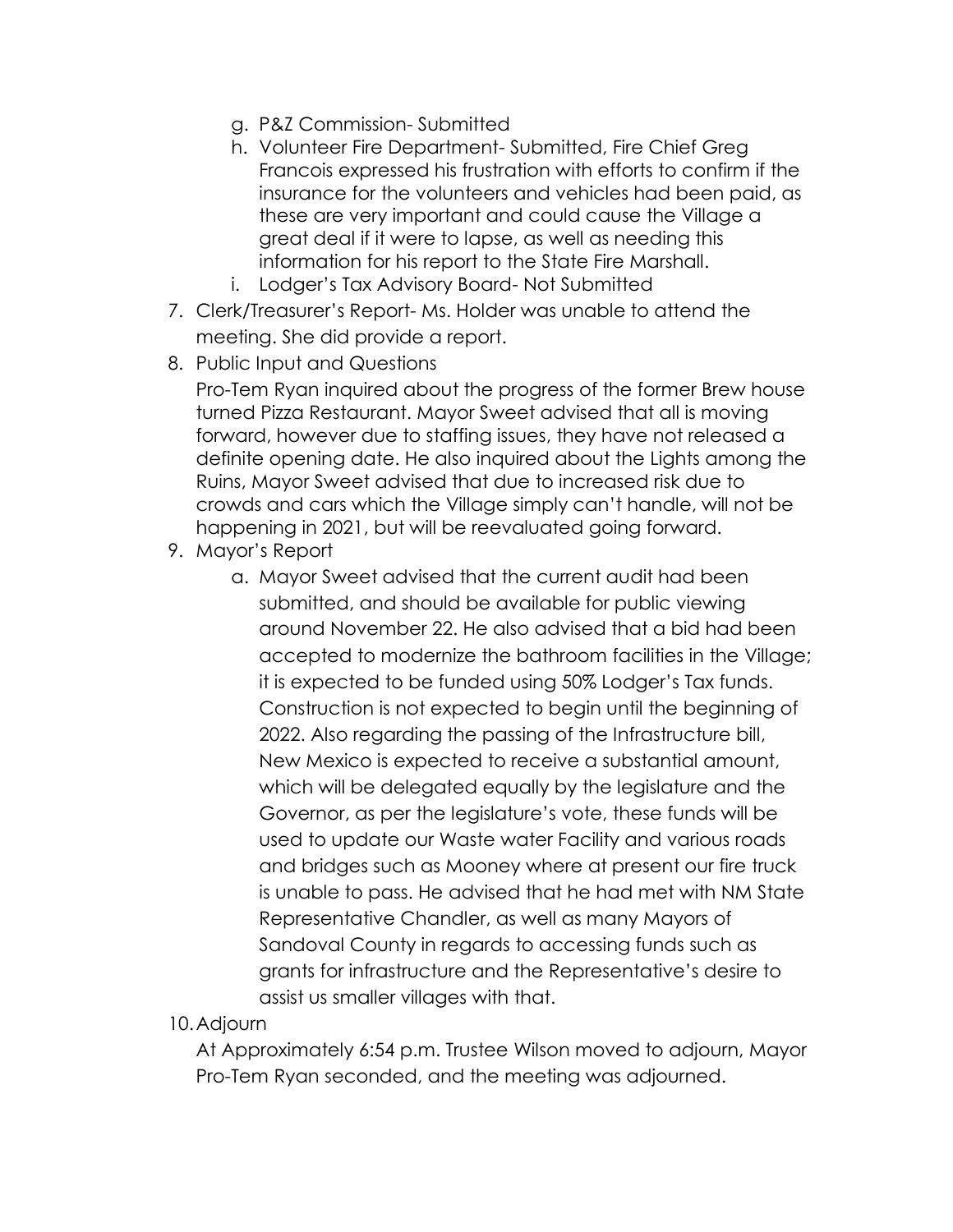g. P&Z Commission- Submitted
   h. Volunteer Fire Department- Submitted, Fire Chief Greg Francois expressed his frustration with efforts to confirm if the insurance for the volunteers and vehicles had been paid, as these are very important and could cause the Village a great deal if it were to lapse, as well as needing this information for his report to the State Fire Marshall.
   i. Lodger's Tax Advisory Board- Not Submitted

7. Clerk/Treasurer's Report- Ms. Holder was unable to attend the meeting. She did provide a report.
8. Public Input and Questions

   Pro-Tem Ryan inquired about the progress of the former Brew house turned Pizza Restaurant. Mayor Sweet advised that all is moving forward, however due to staffing issues, they have not released a definite opening date. He also inquired about the Lights among the Ruins, Mayor Sweet advised that due to increased risk due to crowds and cars which the Village simply can't handle, will not be happening in 2021, but will be reevaluated going forward.
9. Mayor's Report
   a. Mayor Sweet advised that the current audit had been submitted, and should be available for public viewing around November 22. He also advised that a bid had been accepted to modernize the bathroom facilities in the Village; it is expected to be funded using 50% Lodger's Tax funds. Construction is not expected to begin until the beginning of 2022. Also regarding the passing of the Infrastructure bill, New Mexico is expected to receive a substantial amount, which will be delegated equally by the legislature and the Governor, as per the legislature's vote, these funds will be used to update our Waste water Facility and various roads and bridges such as Mooney where at present our fire truck is unable to pass. He advised that he had met with NM State Representative Chandler, as well as many Mayors of Sandoval County in regards to accessing funds such as grants for infrastructure and the Representative's desire to assist us smaller villages with that.
10. Adjourn

    At Approximately 6:54 p.m. Trustee Wilson moved to adjourn, Mayor Pro-Tem Ryan seconded, and the meeting was adjourned.